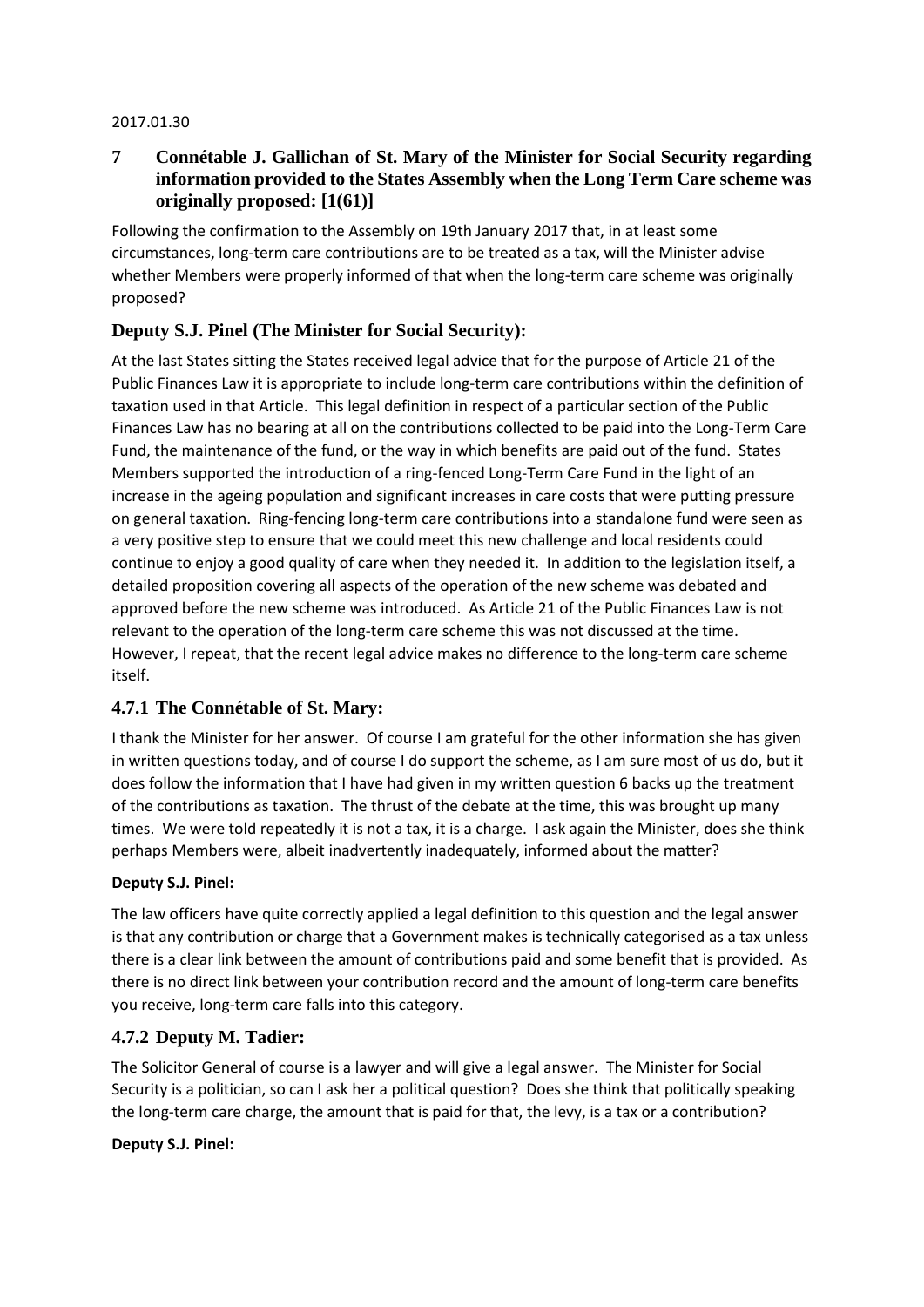2017.01.30

## 7 Connétable J. Gallichan of St. Mary of the Minister for Social Security regarding information provided to the States Assembly when the Long Term Care scheme was originally proposed: [1(61)]

Following the confirmation to the Assembly on 19th January 2017 that, in at least some circumstances, long-term care contributions are to be treated as a tax, will the Minister advise whether Members were properly informed of that when the long-term care scheme was originally proposed?

### Deputy S.J. Pinel (The Minister for Social Security):

At the last States sitting the States received legal advice that for the purpose of Article 21 of the Public Finances Law it is appropriate to include long-term care contributions within the definition of taxation used in that Article. This legal definition in respect of a particular section of the Public Finances Law has no bearing at all on the contributions collected to be paid into the Long-Term Care Fund, the maintenance of the fund, or the way in which benefits are paid out of the fund. States Members supported the introduction of a ring-fenced Long-Term Care Fund in the light of an increase in the ageing population and significant increases in care costs that were putting pressure on general taxation. Ring-fencing long-term care contributions into a standalone fund were seen as a very positive step to ensure that we could meet this new challenge and local residents could continue to enjoy a good quality of care when they needed it. In addition to the legislation itself, a detailed proposition covering all aspects of the operation of the new scheme was debated and approved before the new scheme was introduced. As Article 21 of the Public Finances Law is not relevant to the operation of the long-term care scheme this was not discussed at the time. However, I repeat, that the recent legal advice makes no difference to the long-term care scheme itself.

### 4.7.1 The Connétable of St. Mary:

I thank the Minister for her answer. Of course I am grateful for the other information she has given in written questions today, and of course I do support the scheme, as I am sure most of us do, but it does follow the information that I have had given in my written question 6 backs up the treatment of the contributions as taxation. The thrust of the debate at the time, this was brought up many times. We were told repeatedly it is not a tax, it is a charge. I ask again the Minister, does she think perhaps Members were, albeit inadvertently inadequately, informed about the matter?

**Deputy S.J. Pinel:**

The law officers have quite correctly applied a legal definition to this question and the legal answer is that any contribution or charge that a Government makes is technically categorised as a tax unless there is a clear link between the amount of contributions paid and some benefit that is provided. As there is no direct link between your contribution record and the amount of long-term care benefits you receive, long-term care falls into this category.

### 4.7.2 Deputy M. Tadier:

The Solicitor General of course is a lawyer and will give a legal answer. The Minister for Social Security is a politician, so can I ask her a political question? Does she think that politically speaking the long-term care charge, the amount that is paid for that, the levy, is a tax or a contribution?

**Deputy S.J. Pinel:**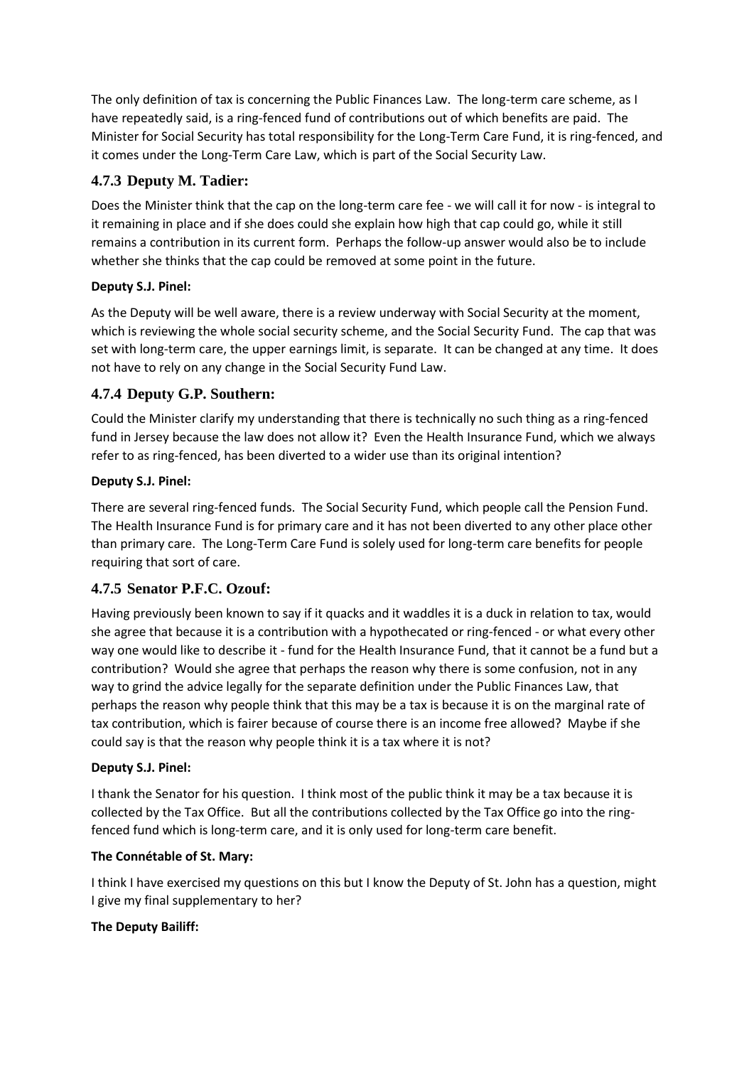The only definition of tax is concerning the Public Finances Law. The long-term care scheme, as I have repeatedly said, is a ring-fenced fund of contributions out of which benefits are paid. The Minister for Social Security has total responsibility for the Long-Term Care Fund, it is ring-fenced, and it comes under the Long-Term Care Law, which is part of the Social Security Law.

### 4.7.3 Deputy M. Tadier:

Does the Minister think that the cap on the long-term care fee - we will call it for now - is integral to it remaining in place and if she does could she explain how high that cap could go, while it still remains a contribution in its current form. Perhaps the follow-up answer would also be to include whether she thinks that the cap could be removed at some point in the future.

**Deputy S.J. Pinel:**

As the Deputy will be well aware, there is a review underway with Social Security at the moment, which is reviewing the whole social security scheme, and the Social Security Fund. The cap that was set with long-term care, the upper earnings limit, is separate. It can be changed at any time. It does not have to rely on any change in the Social Security Fund Law.

### 4.7.4 Deputy G.P. Southern:

Could the Minister clarify my understanding that there is technically no such thing as a ring-fenced fund in Jersey because the law does not allow it? Even the Health Insurance Fund, which we always refer to as ring-fenced, has been diverted to a wider use than its original intention?

**Deputy S.J. Pinel:**

There are several ring-fenced funds. The Social Security Fund, which people call the Pension Fund. The Health Insurance Fund is for primary care and it has not been diverted to any other place other than primary care. The Long-Term Care Fund is solely used for long-term care benefits for people requiring that sort of care.

### 4.7.5 Senator P.F.C. Ozouf:

Having previously been known to say if it quacks and it waddles it is a duck in relation to tax, would she agree that because it is a contribution with a hypothecated or ring-fenced - or what every other way one would like to describe it - fund for the Health Insurance Fund, that it cannot be a fund but a contribution? Would she agree that perhaps the reason why there is some confusion, not in any way to grind the advice legally for the separate definition under the Public Finances Law, that perhaps the reason why people think that this may be a tax is because it is on the marginal rate of tax contribution, which is fairer because of course there is an income free allowed? Maybe if she could say is that the reason why people think it is a tax where it is not?

**Deputy S.J. Pinel:**

I thank the Senator for his question. I think most of the public think it may be a tax because it is collected by the Tax Office. But all the contributions collected by the Tax Office go into the ring-fenced fund which is long-term care, and it is only used for long-term care benefit.

**The Connétable of St. Mary:**

I think I have exercised my questions on this but I know the Deputy of St. John has a question, might I give my final supplementary to her?

**The Deputy Bailiff:**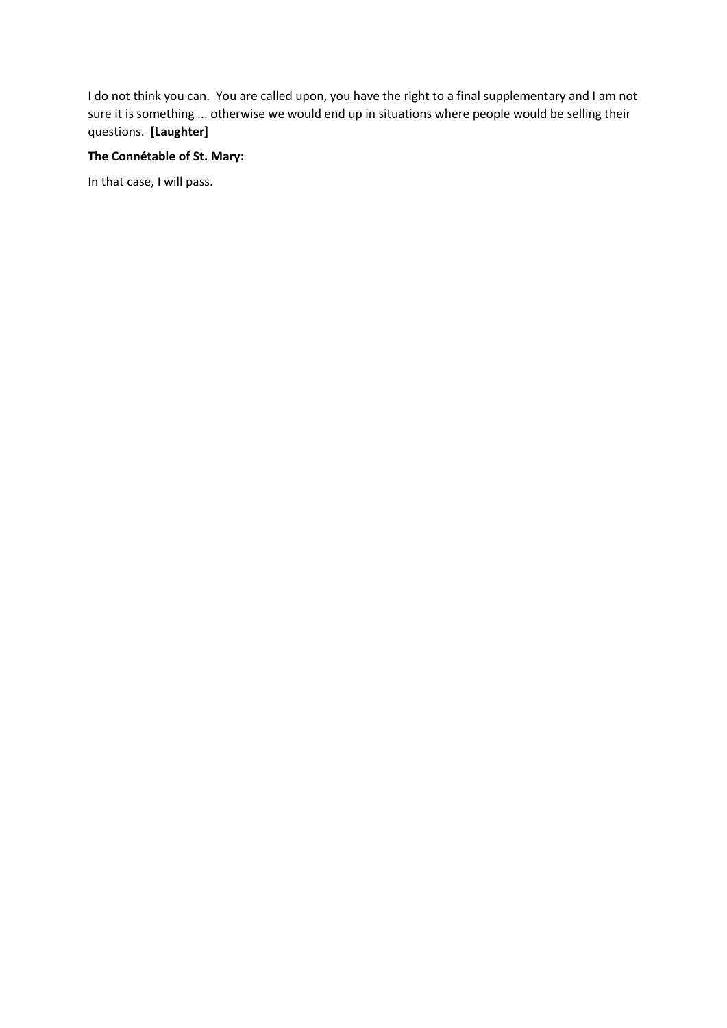I do not think you can. You are called upon, you have the right to a final supplementary and I am not sure it is something ... otherwise we would end up in situations where people would be selling their questions. **[Laughter]**

**The Connétable of St. Mary:**

In that case, I will pass.